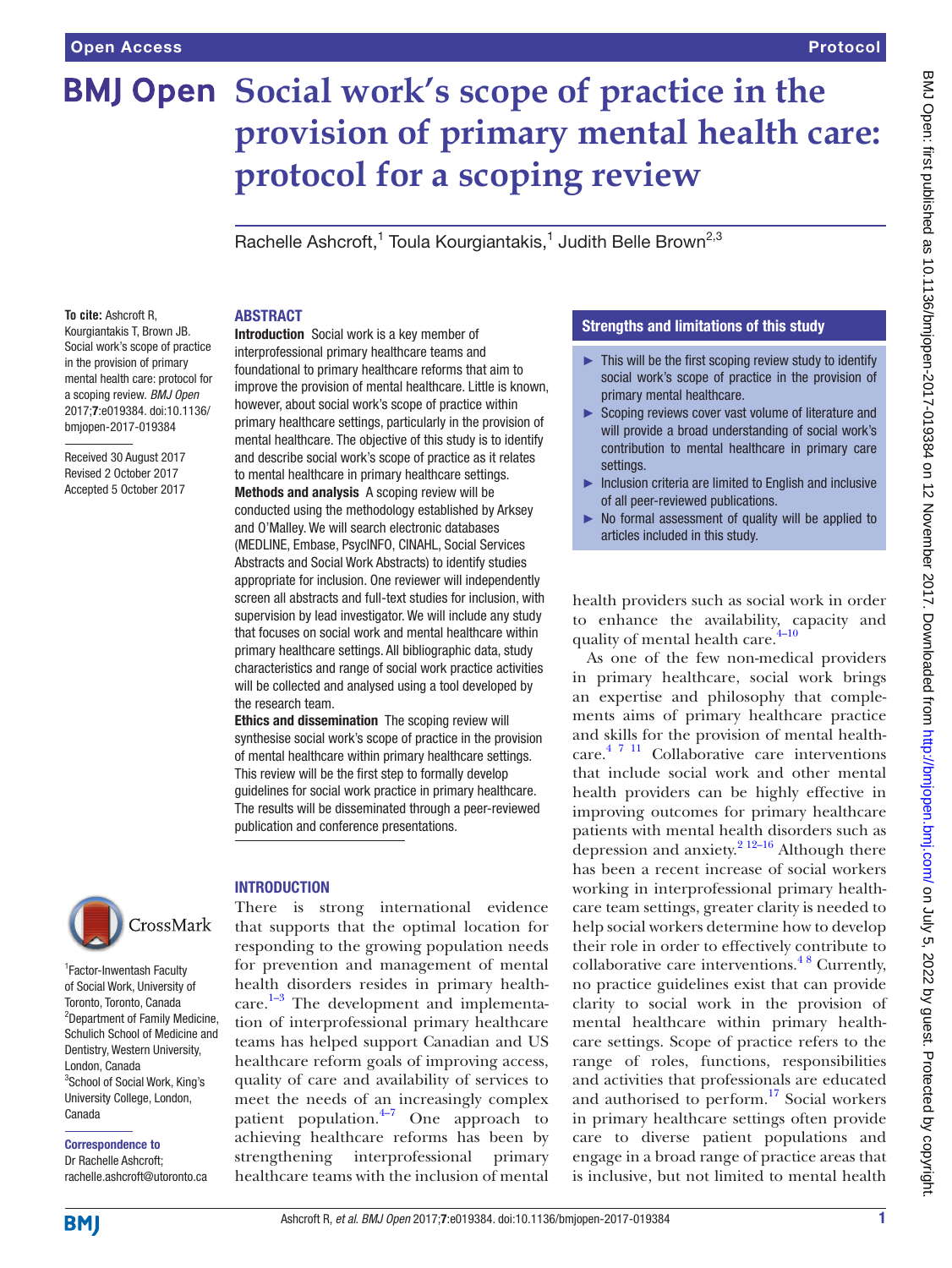Open Access

Protocol

# Social work's scope of practice in the provision of primary mental health care: protocol for a scoping review

Rachelle Ashcroft,[1] Toula Kourgiantakis,[1] Judith Belle Brown[2,3]

**To cite:** Ashcroft R, Kourgiantakis T, Brown JB. Social work's scope of practice in the provision of primary mental health care: protocol for a scoping review. *BMJ Open* 2017;**7**:e019384. doi:10.1136/bmjopen-2017-019384

Received 30 August 2017
Revised 2 October 2017
Accepted 5 October 2017

[1]Factor-Inwentash Faculty of Social Work, University of Toronto, Toronto, Canada
[2]Department of Family Medicine, Schulich School of Medicine and Dentistry, Western University, London, Canada
[3]School of Social Work, King's University College, London, Canada

**Correspondence to**
Dr Rachelle Ashcroft;
rachelle.ashcroft@utoronto.ca

## ABSTRACT

**Introduction** Social work is a key member of interprofessional primary healthcare teams and foundational to primary healthcare reforms that aim to improve the provision of mental healthcare. Little is known, however, about social work's scope of practice within primary healthcare settings, particularly in the provision of mental healthcare. The objective of this study is to identify and describe social work's scope of practice as it relates to mental healthcare in primary healthcare settings.

**Methods and analysis** A scoping review will be conducted using the methodology established by Arksey and O'Malley. We will search electronic databases (MEDLINE, Embase, PsycINFO, CINAHL, Social Services Abstracts and Social Work Abstracts) to identify studies appropriate for inclusion. One reviewer will independently screen all abstracts and full-text studies for inclusion, with supervision by lead investigator. We will include any study that focuses on social work and mental healthcare within primary healthcare settings. All bibliographic data, study characteristics and range of social work practice activities will be collected and analysed using a tool developed by the research team.

**Ethics and dissemination** The scoping review will synthesise social work's scope of practice in the provision of mental healthcare within primary healthcare settings. This review will be the first step to formally develop guidelines for social work practice in primary healthcare. The results will be disseminated through a peer-reviewed publication and conference presentations.

## Strengths and limitations of this study

- This will be the first scoping review study to identify social work's scope of practice in the provision of primary mental healthcare.
- Scoping reviews cover vast volume of literature and will provide a broad understanding of social work's contribution to mental healthcare in primary care settings.
- Inclusion criteria are limited to English and inclusive of all peer-reviewed publications.
- No formal assessment of quality will be applied to articles included in this study.

## INTRODUCTION

There is strong international evidence that supports that the optimal location for responding to the growing population needs for prevention and management of mental health disorders resides in primary healthcare.[1–3] The development and implementation of interprofessional primary healthcare teams has helped support Canadian and US healthcare reform goals of improving access, quality of care and availability of services to meet the needs of an increasingly complex patient population.[4–7] One approach to achieving healthcare reforms has been by strengthening interprofessional primary healthcare teams with the inclusion of mental health providers such as social work in order to enhance the availability, capacity and quality of mental health care.[4–10]

As one of the few non-medical providers in primary healthcare, social work brings an expertise and philosophy that complements aims of primary healthcare practice and skills for the provision of mental healthcare.[4 7 11] Collaborative care interventions that include social work and other mental health providers can be highly effective in improving outcomes for primary healthcare patients with mental health disorders such as depression and anxiety.[2 12–16] Although there has been a recent increase of social workers working in interprofessional primary healthcare team settings, greater clarity is needed to help social workers determine how to develop their role in order to effectively contribute to collaborative care interventions.[4 8] Currently, no practice guidelines exist that can provide clarity to social work in the provision of mental healthcare within primary healthcare settings. Scope of practice refers to the range of roles, functions, responsibilities and activities that professionals are educated and authorised to perform.[17] Social workers in primary healthcare settings often provide care to diverse patient populations and engage in a broad range of practice areas that is inclusive, but not limited to mental health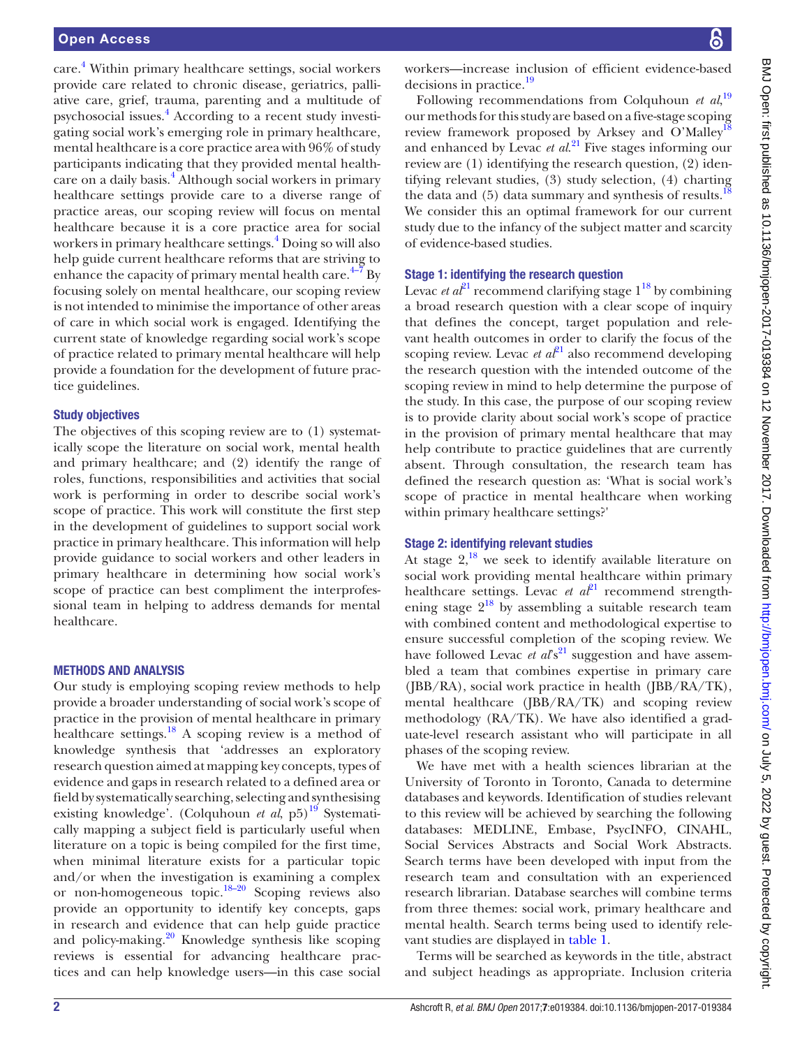care.[4] Within primary healthcare settings, social workers provide care related to chronic disease, geriatrics, palliative care, grief, trauma, parenting and a multitude of psychosocial issues.[4] According to a recent study investigating social work's emerging role in primary healthcare, mental healthcare is a core practice area with 96% of study participants indicating that they provided mental healthcare on a daily basis.[4] Although social workers in primary healthcare settings provide care to a diverse range of practice areas, our scoping review will focus on mental healthcare because it is a core practice area for social workers in primary healthcare settings.[4] Doing so will also help guide current healthcare reforms that are striving to enhance the capacity of primary mental health care.[4–7] By focusing solely on mental healthcare, our scoping review is not intended to minimise the importance of other areas of care in which social work is engaged. Identifying the current state of knowledge regarding social work's scope of practice related to primary mental healthcare will help provide a foundation for the development of future practice guidelines.

### Study objectives

The objectives of this scoping review are to (1) systematically scope the literature on social work, mental health and primary healthcare; and (2) identify the range of roles, functions, responsibilities and activities that social work is performing in order to describe social work's scope of practice. This work will constitute the first step in the development of guidelines to support social work practice in primary healthcare. This information will help provide guidance to social workers and other leaders in primary healthcare in determining how social work's scope of practice can best compliment the interprofessional team in helping to address demands for mental healthcare.

## METHODS AND ANALYSIS

Our study is employing scoping review methods to help provide a broader understanding of social work's scope of practice in the provision of mental healthcare in primary healthcare settings.[18] A scoping review is a method of knowledge synthesis that 'addresses an exploratory research question aimed at mapping key concepts, types of evidence and gaps in research related to a defined area or field by systematically searching, selecting and synthesising existing knowledge'. (Colquhoun *et al*, p5)[19] Systematically mapping a subject field is particularly useful when literature on a topic is being compiled for the first time, when minimal literature exists for a particular topic and/or when the investigation is examining a complex or non-homogeneous topic.[18–20] Scoping reviews also provide an opportunity to identify key concepts, gaps in research and evidence that can help guide practice and policy-making.[20] Knowledge synthesis like scoping reviews is essential for advancing healthcare practices and can help knowledge users—in this case social workers—increase inclusion of efficient evidence-based decisions in practice.[19]

Following recommendations from Colquhoun *et al*,[19] our methods for this study are based on a five-stage scoping review framework proposed by Arksey and O'Malley[18] and enhanced by Levac *et al*.[21] Five stages informing our review are (1) identifying the research question, (2) identifying relevant studies, (3) study selection, (4) charting the data and (5) data summary and synthesis of results.[18] We consider this an optimal framework for our current study due to the infancy of the subject matter and scarcity of evidence-based studies.

### Stage 1: identifying the research question

Levac *et al*[21] recommend clarifying stage 1[18] by combining a broad research question with a clear scope of inquiry that defines the concept, target population and relevant health outcomes in order to clarify the focus of the scoping review. Levac *et al*[21] also recommend developing the research question with the intended outcome of the scoping review in mind to help determine the purpose of the study. In this case, the purpose of our scoping review is to provide clarity about social work's scope of practice in the provision of primary mental healthcare that may help contribute to practice guidelines that are currently absent. Through consultation, the research team has defined the research question as: 'What is social work's scope of practice in mental healthcare when working within primary healthcare settings?'

### Stage 2: identifying relevant studies

At stage 2,[18] we seek to identify available literature on social work providing mental healthcare within primary healthcare settings. Levac *et al*[21] recommend strengthening stage 2[18] by assembling a suitable research team with combined content and methodological expertise to ensure successful completion of the scoping review. We have followed Levac *et al*'s[21] suggestion and have assembled a team that combines expertise in primary care (JBB/RA), social work practice in health (JBB/RA/TK), mental healthcare (JBB/RA/TK) and scoping review methodology (RA/TK). We have also identified a graduate-level research assistant who will participate in all phases of the scoping review.

We have met with a health sciences librarian at the University of Toronto in Toronto, Canada to determine databases and keywords. Identification of studies relevant to this review will be achieved by searching the following databases: MEDLINE, Embase, PsycINFO, CINAHL, Social Services Abstracts and Social Work Abstracts. Search terms have been developed with input from the research team and consultation with an experienced research librarian. Database searches will combine terms from three themes: social work, primary healthcare and mental health. Search terms being used to identify relevant studies are displayed in table 1.

Terms will be searched as keywords in the title, abstract and subject headings as appropriate. Inclusion criteria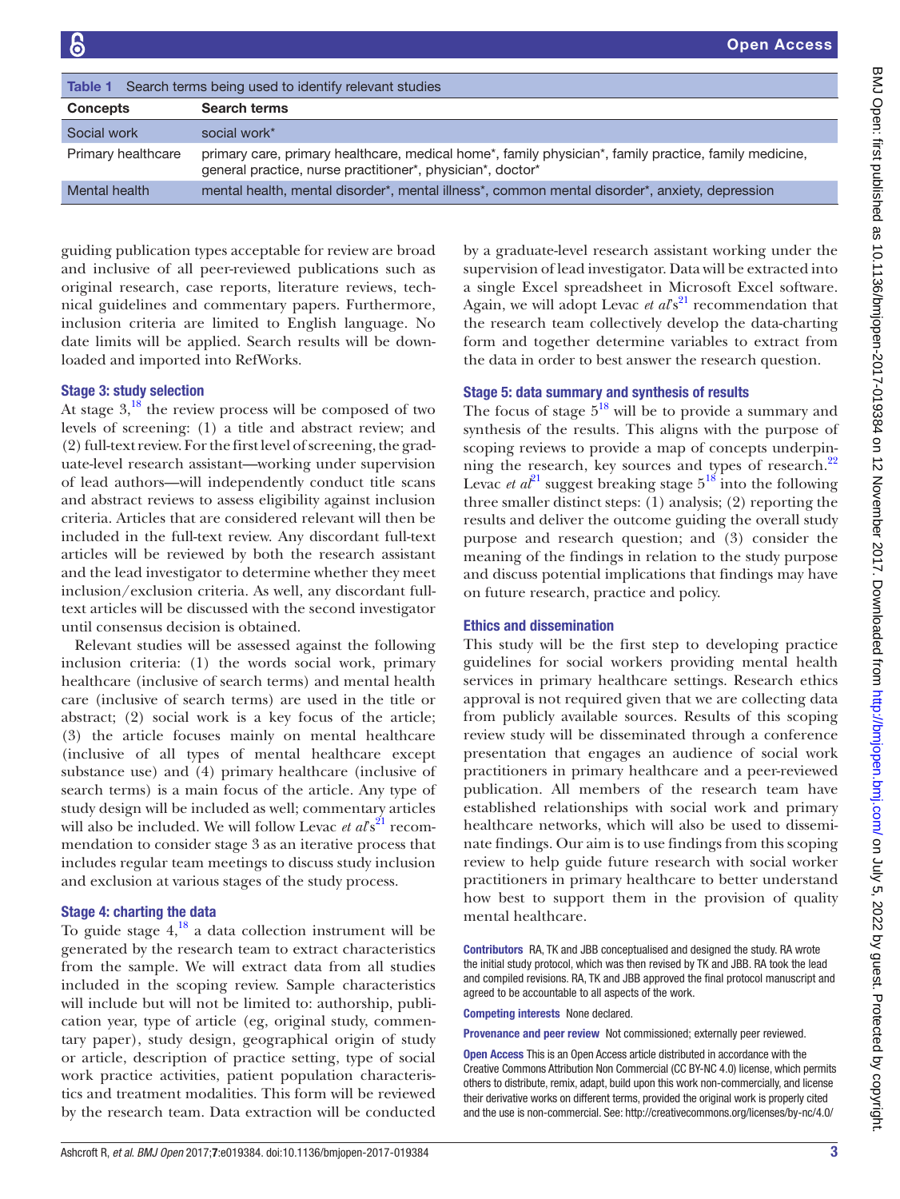Table 1 Search terms being used to identify relevant studies

| Concepts | Search terms |
|---|---|
| Social work | social work* |
| Primary healthcare | primary care, primary healthcare, medical home*, family physician*, family practice, family medicine, general practice, nurse practitioner*, physician*, doctor* |
| Mental health | mental health, mental disorder*, mental illness*, common mental disorder*, anxiety, depression |

guiding publication types acceptable for review are broad and inclusive of all peer-reviewed publications such as original research, case reports, literature reviews, technical guidelines and commentary papers. Furthermore, inclusion criteria are limited to English language. No date limits will be applied. Search results will be downloaded and imported into RefWorks.

### Stage 3: study selection

At stage 3,[18] the review process will be composed of two levels of screening: (1) a title and abstract review; and (2) full-text review. For the first level of screening, the graduate-level research assistant—working under supervision of lead authors—will independently conduct title scans and abstract reviews to assess eligibility against inclusion criteria. Articles that are considered relevant will then be included in the full-text review. Any discordant full-text articles will be reviewed by both the research assistant and the lead investigator to determine whether they meet inclusion/exclusion criteria. As well, any discordant full-text articles will be discussed with the second investigator until consensus decision is obtained.

Relevant studies will be assessed against the following inclusion criteria: (1) the words social work, primary healthcare (inclusive of search terms) and mental health care (inclusive of search terms) are used in the title or abstract; (2) social work is a key focus of the article; (3) the article focuses mainly on mental healthcare (inclusive of all types of mental healthcare except substance use) and (4) primary healthcare (inclusive of search terms) is a main focus of the article. Any type of study design will be included as well; commentary articles will also be included. We will follow Levac *et al*'s[21] recommendation to consider stage 3 as an iterative process that includes regular team meetings to discuss study inclusion and exclusion at various stages of the study process.

### Stage 4: charting the data

To guide stage 4,[18] a data collection instrument will be generated by the research team to extract characteristics from the sample. We will extract data from all studies included in the scoping review. Sample characteristics will include but will not be limited to: authorship, publication year, type of article (eg, original study, commentary paper), study design, geographical origin of study or article, description of practice setting, type of social work practice activities, patient population characteristics and treatment modalities. This form will be reviewed by the research team. Data extraction will be conducted by a graduate-level research assistant working under the supervision of lead investigator. Data will be extracted into a single Excel spreadsheet in Microsoft Excel software. Again, we will adopt Levac *et al*'s[21] recommendation that the research team collectively develop the data-charting form and together determine variables to extract from the data in order to best answer the research question.

### Stage 5: data summary and synthesis of results

The focus of stage 5[18] will be to provide a summary and synthesis of the results. This aligns with the purpose of scoping reviews to provide a map of concepts underpinning the research, key sources and types of research.[22] Levac *et al*[21] suggest breaking stage 5[18] into the following three smaller distinct steps: (1) analysis; (2) reporting the results and deliver the outcome guiding the overall study purpose and research question; and (3) consider the meaning of the findings in relation to the study purpose and discuss potential implications that findings may have on future research, practice and policy.

## Ethics and dissemination

This study will be the first step to developing practice guidelines for social workers providing mental health services in primary healthcare settings. Research ethics approval is not required given that we are collecting data from publicly available sources. Results of this scoping review study will be disseminated through a conference presentation that engages an audience of social work practitioners in primary healthcare and a peer-reviewed publication. All members of the research team have established relationships with social work and primary healthcare networks, which will also be used to disseminate findings. Our aim is to use findings from this scoping review to help guide future research with social worker practitioners in primary healthcare to better understand how best to support them in the provision of quality mental healthcare.

**Contributors** RA, TK and JBB conceptualised and designed the study. RA wrote the initial study protocol, which was then revised by TK and JBB. RA took the lead and compiled revisions. RA, TK and JBB approved the final protocol manuscript and agreed to be accountable to all aspects of the work.

**Competing interests** None declared.

**Provenance and peer review** Not commissioned; externally peer reviewed.

**Open Access** This is an Open Access article distributed in accordance with the Creative Commons Attribution Non Commercial (CC BY-NC 4.0) license, which permits others to distribute, remix, adapt, build upon this work non-commercially, and license their derivative works on different terms, provided the original work is properly cited and the use is non-commercial. See: http://creativecommons.org/licenses/by-nc/4.0/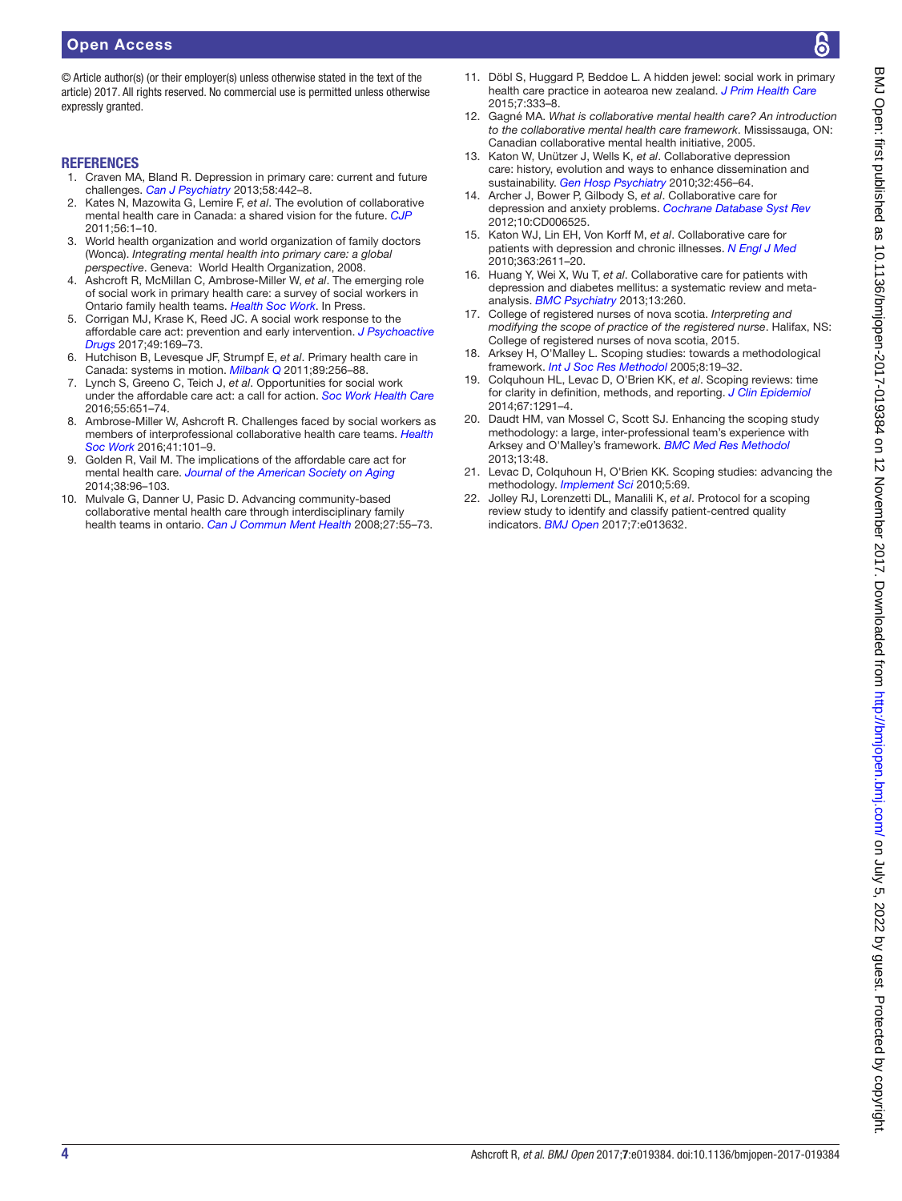© Article author(s) (or their employer(s) unless otherwise stated in the text of the article) 2017. All rights reserved. No commercial use is permitted unless otherwise expressly granted.

## References

1. Craven MA, Bland R. Depression in primary care: current and future challenges. *Can J Psychiatry* 2013;58:442–8.
2. Kates N, Mazowita G, Lemire F, *et al*. The evolution of collaborative mental health care in Canada: a shared vision for the future. *CJP* 2011;56:1–10.
3. World health organization and world organization of family doctors (Wonca). *Integrating mental health into primary care: a global perspective*. Geneva: World Health Organization, 2008.
4. Ashcroft R, McMillan C, Ambrose-Miller W, *et al*. The emerging role of social work in primary health care: a survey of social workers in Ontario family health teams. *Health Soc Work*. In Press.
5. Corrigan MJ, Krase K, Reed JC. A social work response to the affordable care act: prevention and early intervention. *J Psychoactive Drugs* 2017;49:169–73.
6. Hutchison B, Levesque JF, Strumpf E, *et al*. Primary health care in Canada: systems in motion. *Milbank Q* 2011;89:256–88.
7. Lynch S, Greeno C, Teich J, *et al*. Opportunities for social work under the affordable care act: a call for action. *Soc Work Health Care* 2016;55:651–74.
8. Ambrose-Miller W, Ashcroft R. Challenges faced by social workers as members of interprofessional collaborative health care teams. *Health Soc Work* 2016;41:101–9.
9. Golden R, Vail M. The implications of the affordable care act for mental health care. *Journal of the American Society on Aging* 2014;38:96–103.
10. Mulvale G, Danner U, Pasic D. Advancing community-based collaborative mental health care through interdisciplinary family health teams in ontario. *Can J Commun Ment Health* 2008;27:55–73.
11. Döbl S, Huggard P, Beddoe L. A hidden jewel: social work in primary health care practice in aotearoa new zealand. *J Prim Health Care* 2015;7:333–8.
12. Gagné MA. *What is collaborative mental health care? An introduction to the collaborative mental health care framework*. Mississauga, ON: Canadian collaborative mental health initiative, 2005.
13. Katon W, Unützer J, Wells K, *et al*. Collaborative depression care: history, evolution and ways to enhance dissemination and sustainability. *Gen Hosp Psychiatry* 2010;32:456–64.
14. Archer J, Bower P, Gilbody S, *et al*. Collaborative care for depression and anxiety problems. *Cochrane Database Syst Rev* 2012;10:CD006525.
15. Katon WJ, Lin EH, Von Korff M, *et al*. Collaborative care for patients with depression and chronic illnesses. *N Engl J Med* 2010;363:2611–20.
16. Huang Y, Wei X, Wu T, *et al*. Collaborative care for patients with depression and diabetes mellitus: a systematic review and meta-analysis. *BMC Psychiatry* 2013;13:260.
17. College of registered nurses of nova scotia. *Interpreting and modifying the scope of practice of the registered nurse*. Halifax, NS: College of registered nurses of nova scotia, 2015.
18. Arksey H, O'Malley L. Scoping studies: towards a methodological framework. *Int J Soc Res Methodol* 2005;8:19–32.
19. Colquhoun HL, Levac D, O'Brien KK, *et al*. Scoping reviews: time for clarity in definition, methods, and reporting. *J Clin Epidemiol* 2014;67:1291–4.
20. Daudt HM, van Mossel C, Scott SJ. Enhancing the scoping study methodology: a large, inter-professional team's experience with Arksey and O'Malley's framework. *BMC Med Res Methodol* 2013;13:48.
21. Levac D, Colquhoun H, O'Brien KK. Scoping studies: advancing the methodology. *Implement Sci* 2010;5:69.
22. Jolley RJ, Lorenzetti DL, Manalili K, *et al*. Protocol for a scoping review study to identify and classify patient-centred quality indicators. *BMJ Open* 2017;7:e013632.